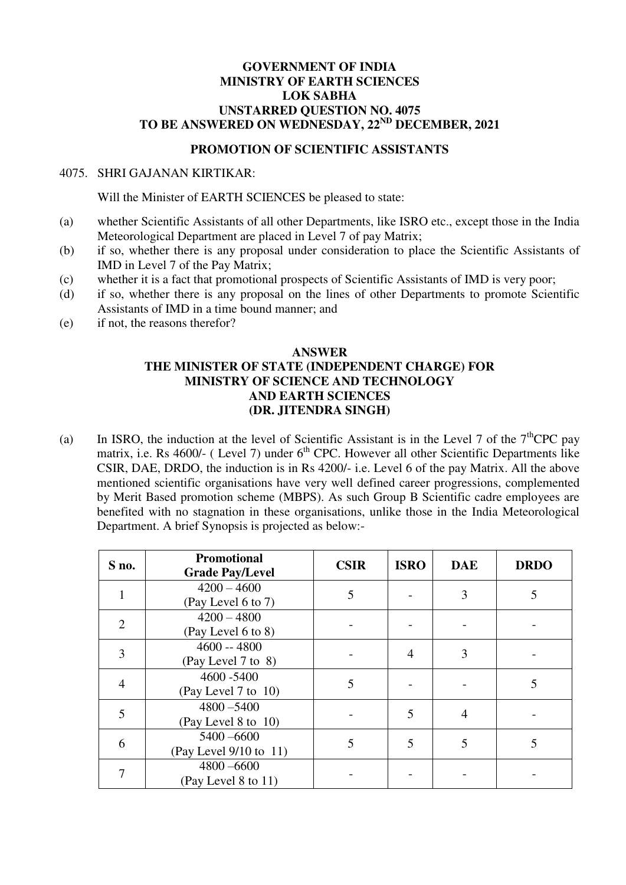**GOVERNMENT OF INDIA**
**MINISTRY OF EARTH SCIENCES**
**LOK SABHA**
**UNSTARRED QUESTION NO. 4075**
**TO BE ANSWERED ON WEDNESDAY, 22ND DECEMBER, 2021**

**PROMOTION OF SCIENTIFIC ASSISTANTS**

4075. SHRI GAJANAN KIRTIKAR:

Will the Minister of EARTH SCIENCES be pleased to state:

(a) whether Scientific Assistants of all other Departments, like ISRO etc., except those in the India Meteorological Department are placed in Level 7 of pay Matrix;
(b) if so, whether there is any proposal under consideration to place the Scientific Assistants of IMD in Level 7 of the Pay Matrix;
(c) whether it is a fact that promotional prospects of Scientific Assistants of IMD is very poor;
(d) if so, whether there is any proposal on the lines of other Departments to promote Scientific Assistants of IMD in a time bound manner; and
(e) if not, the reasons therefor?

**ANSWER**
**THE MINISTER OF STATE (INDEPENDENT CHARGE) FOR MINISTRY OF SCIENCE AND TECHNOLOGY AND EARTH SCIENCES**
**(DR. JITENDRA SINGH)**

(a) In ISRO, the induction at the level of Scientific Assistant is in the Level 7 of the 7thCPC pay matrix, i.e. Rs 4600/- ( Level 7) under 6th CPC. However all other Scientific Departments like CSIR, DAE, DRDO, the induction is in Rs 4200/- i.e. Level 6 of the pay Matrix. All the above mentioned scientific organisations have very well defined career progressions, complemented by Merit Based promotion scheme (MBPS). As such Group B Scientific cadre employees are benefited with no stagnation in these organisations, unlike those in the India Meteorological Department. A brief Synopsis is projected as below:-

| S no. | Promotional Grade Pay/Level | CSIR | ISRO | DAE | DRDO |
|---|---|---|---|---|---|
| 1 | 4200 – 4600 (Pay Level 6 to 7) | 5 | - | 3 | 5 |
| 2 | 4200 – 4800 (Pay Level 6 to 8) | - | - | - | - |
| 3 | 4600 -- 4800 (Pay Level 7 to 8) | - | 4 | 3 | - |
| 4 | 4600 -5400 (Pay Level 7 to 10) | 5 | - | - | 5 |
| 5 | 4800 –5400 (Pay Level 8 to 10) | - | 5 | 4 | - |
| 6 | 5400 –6600 (Pay Level 9/10 to 11) | 5 | 5 | 5 | 5 |
| 7 | 4800 –6600 (Pay Level 8 to 11) | - | - | - | - |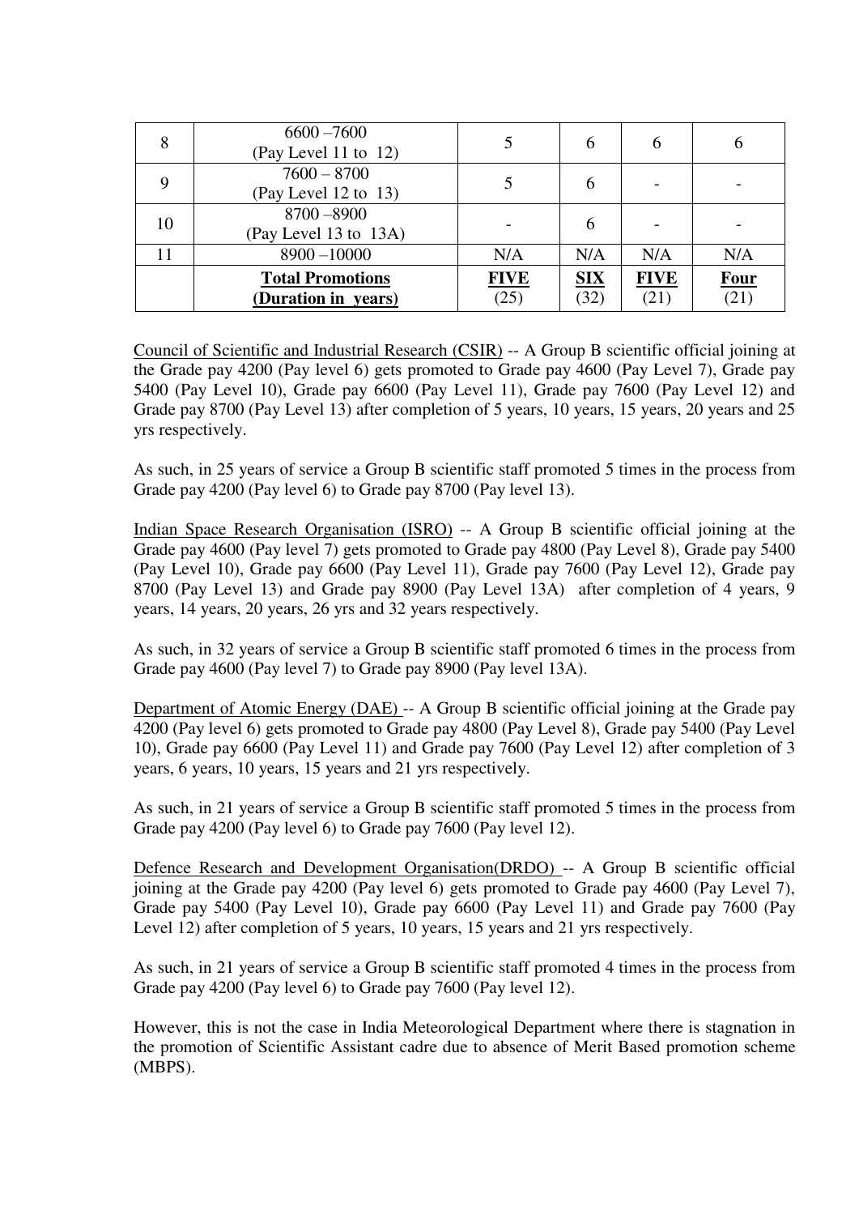| 8 | 6600 –7600<br>(Pay Level 11 to 12) | 5 | 6 | 6 | 6 |
|---|---|---|---|---|---|
| 9 | 7600 – 8700<br>(Pay Level 12 to 13) | 5 | 6 | - | - |
| 10 | 8700 –8900<br>(Pay Level 13 to 13A) | - | 6 | - | - |
| 11 | 8900 –10000 | N/A | N/A | N/A | N/A |
| | **Total Promotions**<br>**(Duration in years)** | **FIVE**<br>(25) | **SIX**<br>(32) | **FIVE**<br>(21) | **Four**<br>(21) |

Council of Scientific and Industrial Research (CSIR) -- A Group B scientific official joining at the Grade pay 4200 (Pay level 6) gets promoted to Grade pay 4600 (Pay Level 7), Grade pay 5400 (Pay Level 10), Grade pay 6600 (Pay Level 11), Grade pay 7600 (Pay Level 12) and Grade pay 8700 (Pay Level 13) after completion of 5 years, 10 years, 15 years, 20 years and 25 yrs respectively.

As such, in 25 years of service a Group B scientific staff promoted 5 times in the process from Grade pay 4200 (Pay level 6) to Grade pay 8700 (Pay level 13).

Indian Space Research Organisation (ISRO) -- A Group B scientific official joining at the Grade pay 4600 (Pay level 7) gets promoted to Grade pay 4800 (Pay Level 8), Grade pay 5400 (Pay Level 10), Grade pay 6600 (Pay Level 11), Grade pay 7600 (Pay Level 12), Grade pay 8700 (Pay Level 13) and Grade pay 8900 (Pay Level 13A) after completion of 4 years, 9 years, 14 years, 20 years, 26 yrs and 32 years respectively.

As such, in 32 years of service a Group B scientific staff promoted 6 times in the process from Grade pay 4600 (Pay level 7) to Grade pay 8900 (Pay level 13A).

Department of Atomic Energy (DAE) -- A Group B scientific official joining at the Grade pay 4200 (Pay level 6) gets promoted to Grade pay 4800 (Pay Level 8), Grade pay 5400 (Pay Level 10), Grade pay 6600 (Pay Level 11) and Grade pay 7600 (Pay Level 12) after completion of 3 years, 6 years, 10 years, 15 years and 21 yrs respectively.

As such, in 21 years of service a Group B scientific staff promoted 5 times in the process from Grade pay 4200 (Pay level 6) to Grade pay 7600 (Pay level 12).

Defence Research and Development Organisation(DRDO) -- A Group B scientific official joining at the Grade pay 4200 (Pay level 6) gets promoted to Grade pay 4600 (Pay Level 7), Grade pay 5400 (Pay Level 10), Grade pay 6600 (Pay Level 11) and Grade pay 7600 (Pay Level 12) after completion of 5 years, 10 years, 15 years and 21 yrs respectively.

As such, in 21 years of service a Group B scientific staff promoted 4 times in the process from Grade pay 4200 (Pay level 6) to Grade pay 7600 (Pay level 12).

However, this is not the case in India Meteorological Department where there is stagnation in the promotion of Scientific Assistant cadre due to absence of Merit Based promotion scheme (MBPS).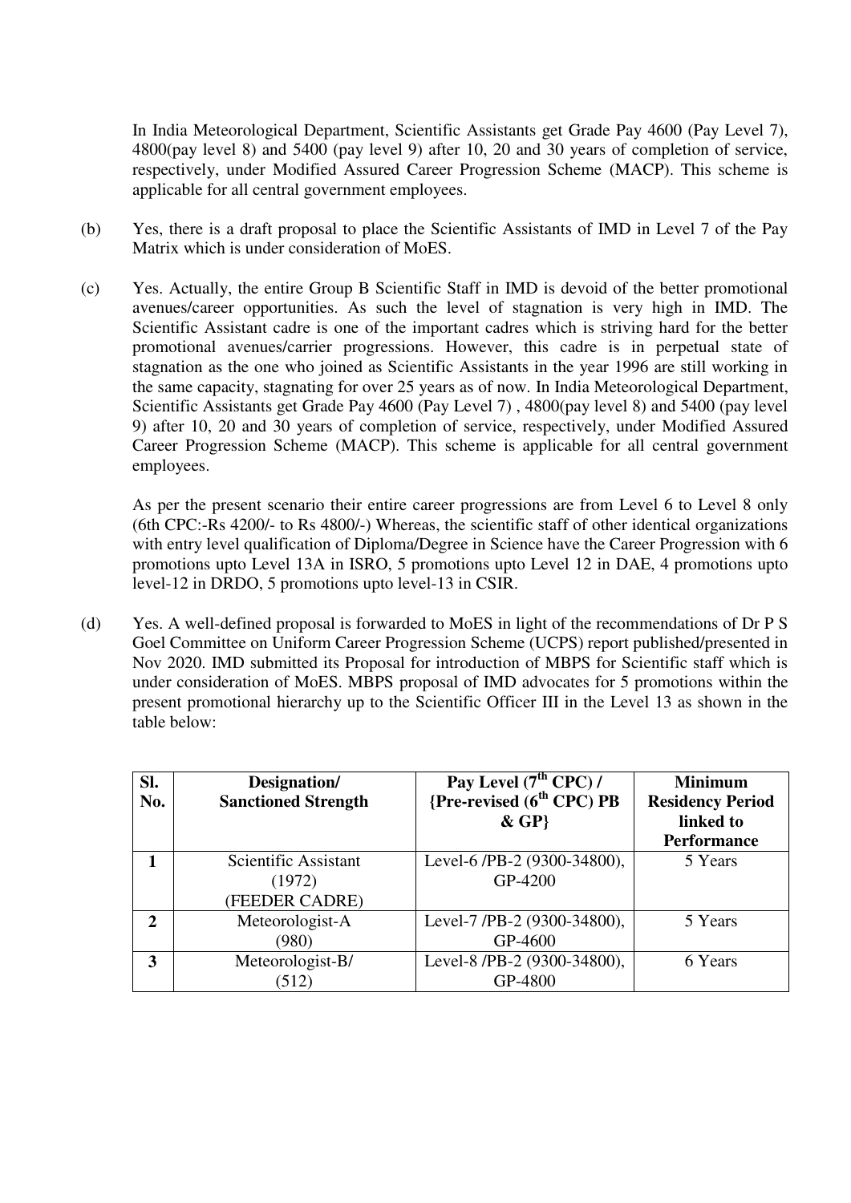In India Meteorological Department, Scientific Assistants get Grade Pay 4600 (Pay Level 7), 4800(pay level 8) and 5400 (pay level 9) after 10, 20 and 30 years of completion of service, respectively, under Modified Assured Career Progression Scheme (MACP). This scheme is applicable for all central government employees.

(b) Yes, there is a draft proposal to place the Scientific Assistants of IMD in Level 7 of the Pay Matrix which is under consideration of MoES.

(c) Yes. Actually, the entire Group B Scientific Staff in IMD is devoid of the better promotional avenues/career opportunities. As such the level of stagnation is very high in IMD. The Scientific Assistant cadre is one of the important cadres which is striving hard for the better promotional avenues/carrier progressions. However, this cadre is in perpetual state of stagnation as the one who joined as Scientific Assistants in the year 1996 are still working in the same capacity, stagnating for over 25 years as of now. In India Meteorological Department, Scientific Assistants get Grade Pay 4600 (Pay Level 7) , 4800(pay level 8) and 5400 (pay level 9) after 10, 20 and 30 years of completion of service, respectively, under Modified Assured Career Progression Scheme (MACP). This scheme is applicable for all central government employees.

As per the present scenario their entire career progressions are from Level 6 to Level 8 only (6th CPC:-Rs 4200/- to Rs 4800/-) Whereas, the scientific staff of other identical organizations with entry level qualification of Diploma/Degree in Science have the Career Progression with 6 promotions upto Level 13A in ISRO, 5 promotions upto Level 12 in DAE, 4 promotions upto level-12 in DRDO, 5 promotions upto level-13 in CSIR.

(d) Yes. A well-defined proposal is forwarded to MoES in light of the recommendations of Dr P S Goel Committee on Uniform Career Progression Scheme (UCPS) report published/presented in Nov 2020. IMD submitted its Proposal for introduction of MBPS for Scientific staff which is under consideration of MoES. MBPS proposal of IMD advocates for 5 promotions within the present promotional hierarchy up to the Scientific Officer III in the Level 13 as shown in the table below:

| Sl. No. | Designation/ Sanctioned Strength | Pay Level (7th CPC) / {Pre-revised (6th CPC) PB & GP} | Minimum Residency Period linked to Performance |
|---|---|---|---|
| 1 | Scientific Assistant (1972) (FEEDER CADRE) | Level-6 /PB-2 (9300-34800), GP-4200 | 5 Years |
| 2 | Meteorologist-A (980) | Level-7 /PB-2 (9300-34800), GP-4600 | 5 Years |
| 3 | Meteorologist-B/ (512) | Level-8 /PB-2 (9300-34800), GP-4800 | 6 Years |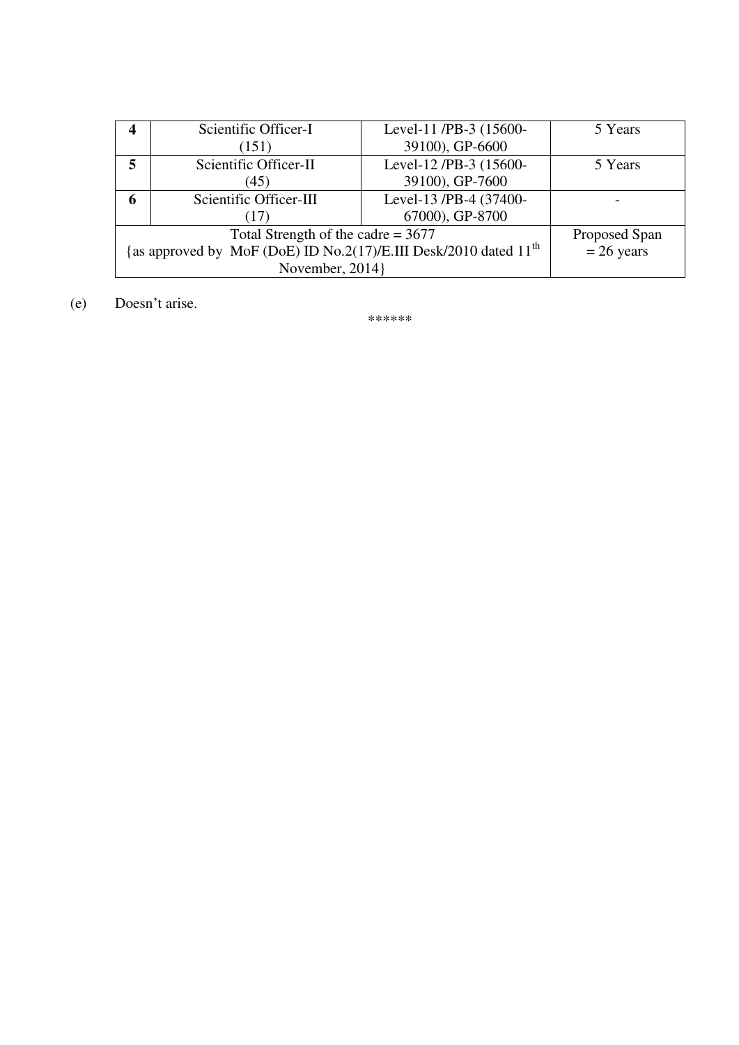| | | | |
|---|---|---|---|
| **4** | Scientific Officer-I (151) | Level-11 /PB-3 (15600-39100), GP-6600 | 5 Years |
| **5** | Scientific Officer-II (45) | Level-12 /PB-3 (15600-39100), GP-7600 | 5 Years |
| **6** | Scientific Officer-III (17) | Level-13 /PB-4 (37400-67000), GP-8700 | - |
| Total Strength of the cadre = 3677 {as approved by MoF (DoE) ID No.2(17)/E.III Desk/2010 dated 11th November, 2014} | | | Proposed Span = 26 years |

(e) Doesn't arise.

******